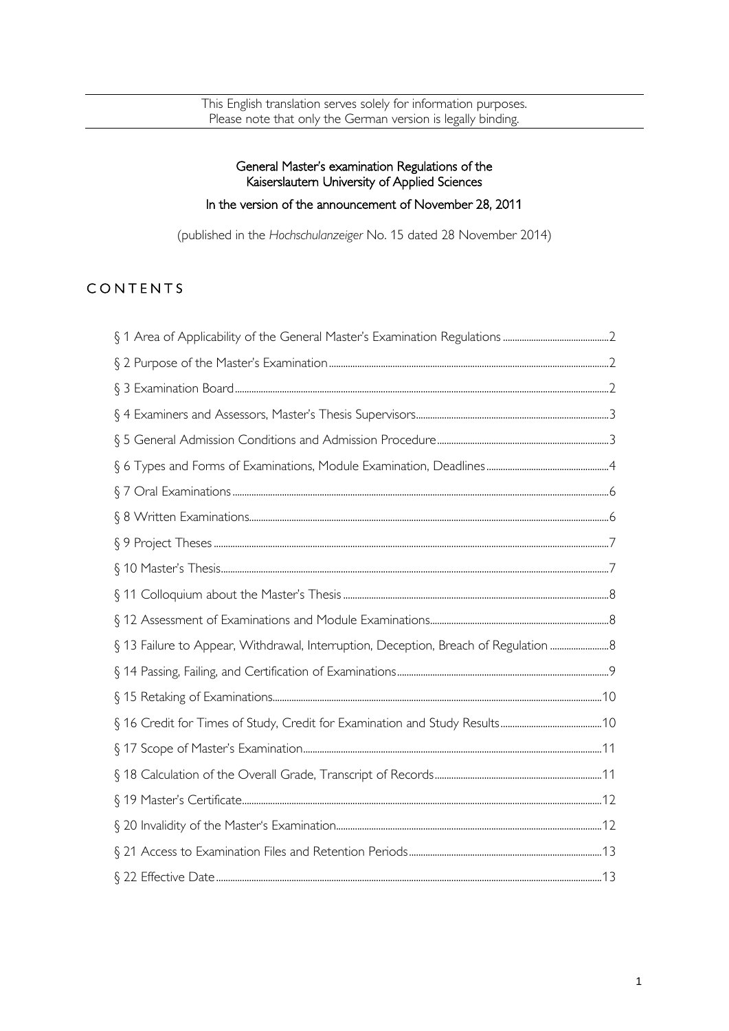This English translation serves solely for information purposes.
Please note that only the German version is legally binding.

# General Master's examination Regulations of the Kaiserslautern University of Applied Sciences

## In the version of the announcement of November 28, 2011

(published in the *Hochschulanzeiger* No. 15 dated 28 November 2014)

## CONTENTS

§ 1 Area of Applicability of the General Master's Examination Regulations ....... 2

§ 2 Purpose of the Master's Examination ....... 2

§ 3 Examination Board ....... 2

§ 4 Examiners and Assessors, Master's Thesis Supervisors ....... 3

§ 5 General Admission Conditions and Admission Procedure ....... 3

§ 6 Types and Forms of Examinations, Module Examination, Deadlines ....... 4

§ 7 Oral Examinations ....... 6

§ 8 Written Examinations ....... 6

§ 9 Project Theses ....... 7

§ 10 Master's Thesis ....... 7

§ 11 Colloquium about the Master's Thesis ....... 8

§ 12 Assessment of Examinations and Module Examinations ....... 8

§ 13 Failure to Appear, Withdrawal, Interruption, Deception, Breach of Regulation ....... 8

§ 14 Passing, Failing, and Certification of Examinations ....... 9

§ 15 Retaking of Examinations ....... 10

§ 16 Credit for Times of Study, Credit for Examination and Study Results ....... 10

§ 17 Scope of Master's Examination ....... 11

§ 18 Calculation of the Overall Grade, Transcript of Records ....... 11

§ 19 Master's Certificate ....... 12

§ 20 Invalidity of the Master's Examination ....... 12

§ 21 Access to Examination Files and Retention Periods ....... 13

§ 22 Effective Date ....... 13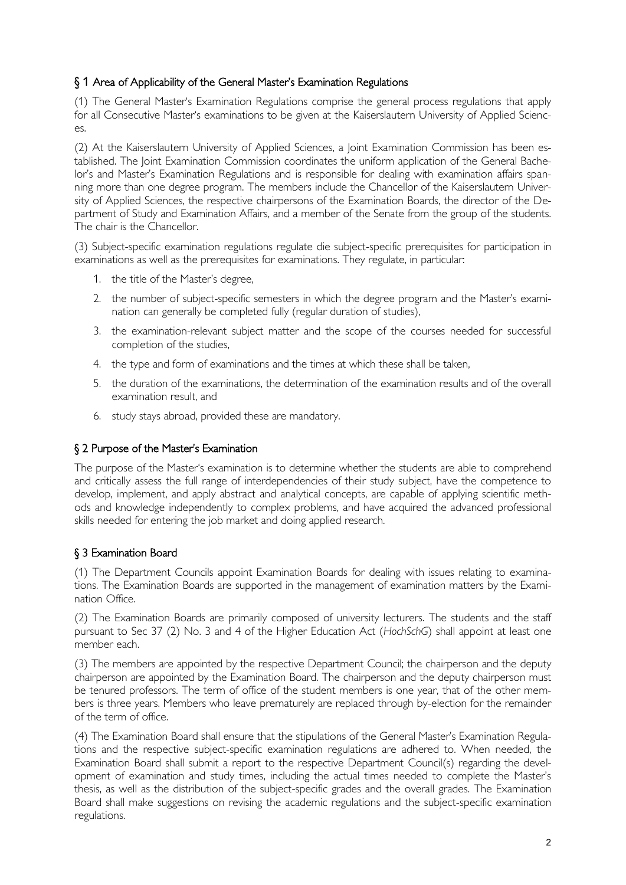## § 1 Area of Applicability of the General Master's Examination Regulations

(1) The General Master's Examination Regulations comprise the general process regulations that apply for all Consecutive Master's examinations to be given at the Kaiserslautern University of Applied Sciences.

(2) At the Kaiserslautern University of Applied Sciences, a Joint Examination Commission has been established. The Joint Examination Commission coordinates the uniform application of the General Bachelor's and Master's Examination Regulations and is responsible for dealing with examination affairs spanning more than one degree program. The members include the Chancellor of the Kaiserslautern University of Applied Sciences, the respective chairpersons of the Examination Boards, the director of the Department of Study and Examination Affairs, and a member of the Senate from the group of the students. The chair is the Chancellor.

(3) Subject-specific examination regulations regulate die subject-specific prerequisites for participation in examinations as well as the prerequisites for examinations. They regulate, in particular:

1. the title of the Master's degree,
2. the number of subject-specific semesters in which the degree program and the Master's examination can generally be completed fully (regular duration of studies),
3. the examination-relevant subject matter and the scope of the courses needed for successful completion of the studies,
4. the type and form of examinations and the times at which these shall be taken,
5. the duration of the examinations, the determination of the examination results and of the overall examination result, and
6. study stays abroad, provided these are mandatory.

## § 2 Purpose of the Master's Examination

The purpose of the Master's examination is to determine whether the students are able to comprehend and critically assess the full range of interdependencies of their study subject, have the competence to develop, implement, and apply abstract and analytical concepts, are capable of applying scientific methods and knowledge independently to complex problems, and have acquired the advanced professional skills needed for entering the job market and doing applied research.

## § 3 Examination Board

(1) The Department Councils appoint Examination Boards for dealing with issues relating to examinations. The Examination Boards are supported in the management of examination matters by the Examination Office.

(2) The Examination Boards are primarily composed of university lecturers. The students and the staff pursuant to Sec 37 (2) No. 3 and 4 of the Higher Education Act (*HochSchG*) shall appoint at least one member each.

(3) The members are appointed by the respective Department Council; the chairperson and the deputy chairperson are appointed by the Examination Board. The chairperson and the deputy chairperson must be tenured professors. The term of office of the student members is one year, that of the other members is three years. Members who leave prematurely are replaced through by-election for the remainder of the term of office.

(4) The Examination Board shall ensure that the stipulations of the General Master's Examination Regulations and the respective subject-specific examination regulations are adhered to. When needed, the Examination Board shall submit a report to the respective Department Council(s) regarding the development of examination and study times, including the actual times needed to complete the Master's thesis, as well as the distribution of the subject-specific grades and the overall grades. The Examination Board shall make suggestions on revising the academic regulations and the subject-specific examination regulations.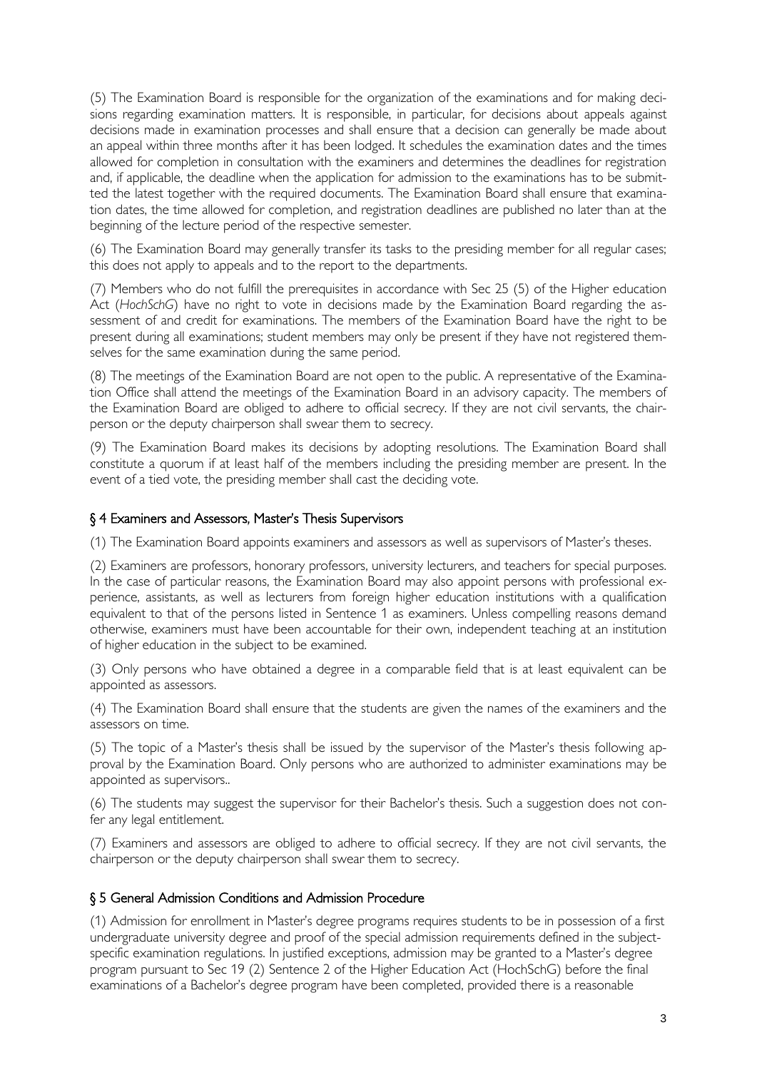(5) The Examination Board is responsible for the organization of the examinations and for making decisions regarding examination matters. It is responsible, in particular, for decisions about appeals against decisions made in examination processes and shall ensure that a decision can generally be made about an appeal within three months after it has been lodged. It schedules the examination dates and the times allowed for completion in consultation with the examiners and determines the deadlines for registration and, if applicable, the deadline when the application for admission to the examinations has to be submitted the latest together with the required documents. The Examination Board shall ensure that examination dates, the time allowed for completion, and registration deadlines are published no later than at the beginning of the lecture period of the respective semester.

(6) The Examination Board may generally transfer its tasks to the presiding member for all regular cases; this does not apply to appeals and to the report to the departments.

(7) Members who do not fulfill the prerequisites in accordance with Sec 25 (5) of the Higher education Act (*HochSchG*) have no right to vote in decisions made by the Examination Board regarding the assessment of and credit for examinations. The members of the Examination Board have the right to be present during all examinations; student members may only be present if they have not registered themselves for the same examination during the same period.

(8) The meetings of the Examination Board are not open to the public. A representative of the Examination Office shall attend the meetings of the Examination Board in an advisory capacity. The members of the Examination Board are obliged to adhere to official secrecy. If they are not civil servants, the chairperson or the deputy chairperson shall swear them to secrecy.

(9) The Examination Board makes its decisions by adopting resolutions. The Examination Board shall constitute a quorum if at least half of the members including the presiding member are present. In the event of a tied vote, the presiding member shall cast the deciding vote.

## § 4 Examiners and Assessors, Master's Thesis Supervisors

(1) The Examination Board appoints examiners and assessors as well as supervisors of Master's theses.

(2) Examiners are professors, honorary professors, university lecturers, and teachers for special purposes. In the case of particular reasons, the Examination Board may also appoint persons with professional experience, assistants, as well as lecturers from foreign higher education institutions with a qualification equivalent to that of the persons listed in Sentence 1 as examiners. Unless compelling reasons demand otherwise, examiners must have been accountable for their own, independent teaching at an institution of higher education in the subject to be examined.

(3) Only persons who have obtained a degree in a comparable field that is at least equivalent can be appointed as assessors.

(4) The Examination Board shall ensure that the students are given the names of the examiners and the assessors on time.

(5) The topic of a Master's thesis shall be issued by the supervisor of the Master's thesis following approval by the Examination Board. Only persons who are authorized to administer examinations may be appointed as supervisors..

(6) The students may suggest the supervisor for their Bachelor's thesis. Such a suggestion does not confer any legal entitlement.

(7) Examiners and assessors are obliged to adhere to official secrecy. If they are not civil servants, the chairperson or the deputy chairperson shall swear them to secrecy.

## § 5 General Admission Conditions and Admission Procedure

(1) Admission for enrollment in Master's degree programs requires students to be in possession of a first undergraduate university degree and proof of the special admission requirements defined in the subject-specific examination regulations. In justified exceptions, admission may be granted to a Master's degree program pursuant to Sec 19 (2) Sentence 2 of the Higher Education Act (HochSchG) before the final examinations of a Bachelor's degree program have been completed, provided there is a reasonable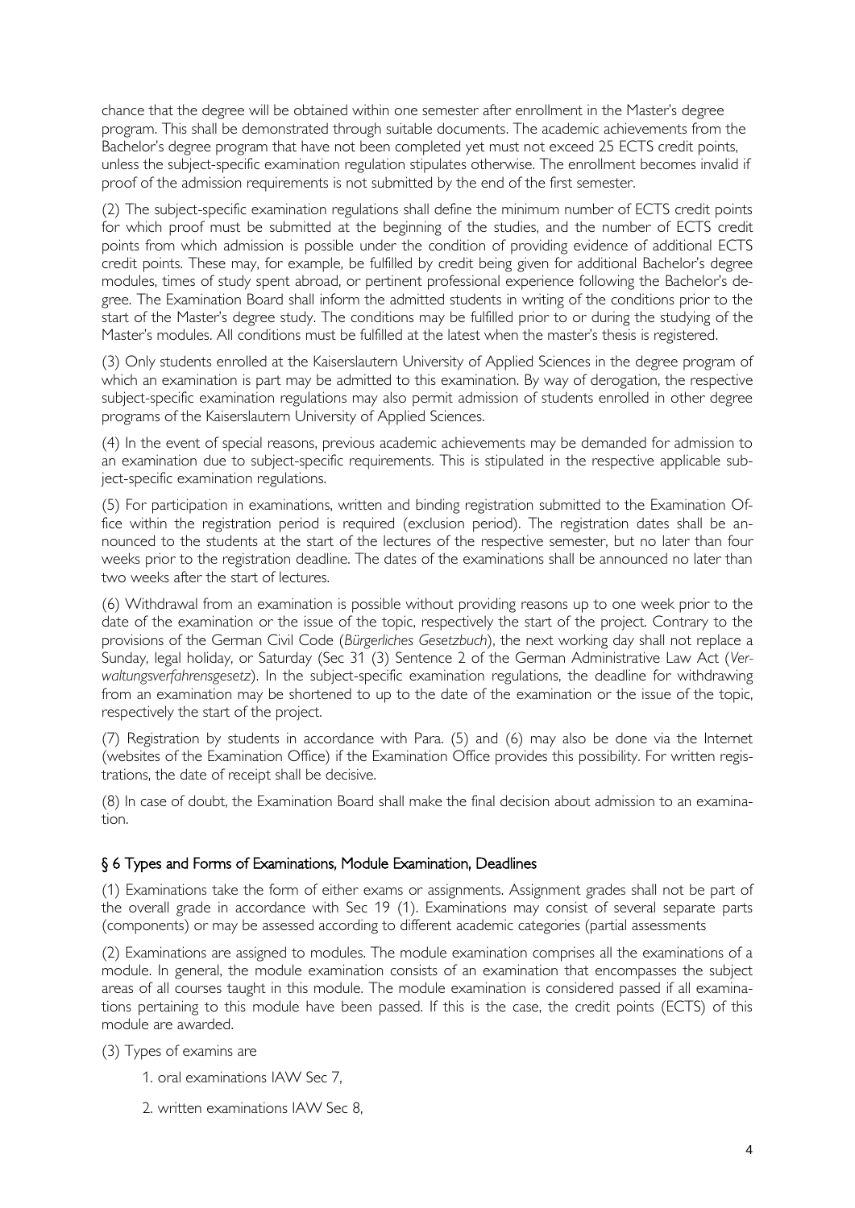chance that the degree will be obtained within one semester after enrollment in the Master's degree program. This shall be demonstrated through suitable documents. The academic achievements from the Bachelor's degree program that have not been completed yet must not exceed 25 ECTS credit points, unless the subject-specific examination regulation stipulates otherwise. The enrollment becomes invalid if proof of the admission requirements is not submitted by the end of the first semester.

(2) The subject-specific examination regulations shall define the minimum number of ECTS credit points for which proof must be submitted at the beginning of the studies, and the number of ECTS credit points from which admission is possible under the condition of providing evidence of additional ECTS credit points. These may, for example, be fulfilled by credit being given for additional Bachelor's degree modules, times of study spent abroad, or pertinent professional experience following the Bachelor's degree. The Examination Board shall inform the admitted students in writing of the conditions prior to the start of the Master's degree study. The conditions may be fulfilled prior to or during the studying of the Master's modules. All conditions must be fulfilled at the latest when the master's thesis is registered.

(3) Only students enrolled at the Kaiserslautern University of Applied Sciences in the degree program of which an examination is part may be admitted to this examination. By way of derogation, the respective subject-specific examination regulations may also permit admission of students enrolled in other degree programs of the Kaiserslautern University of Applied Sciences.

(4) In the event of special reasons, previous academic achievements may be demanded for admission to an examination due to subject-specific requirements. This is stipulated in the respective applicable subject-specific examination regulations.

(5) For participation in examinations, written and binding registration submitted to the Examination Office within the registration period is required (exclusion period). The registration dates shall be announced to the students at the start of the lectures of the respective semester, but no later than four weeks prior to the registration deadline. The dates of the examinations shall be announced no later than two weeks after the start of lectures.

(6) Withdrawal from an examination is possible without providing reasons up to one week prior to the date of the examination or the issue of the topic, respectively the start of the project. Contrary to the provisions of the German Civil Code (*Bürgerliches Gesetzbuch*), the next working day shall not replace a Sunday, legal holiday, or Saturday (Sec 31 (3) Sentence 2 of the German Administrative Law Act (*Verwaltungsverfahrensgesetz*). In the subject-specific examination regulations, the deadline for withdrawing from an examination may be shortened to up to the date of the examination or the issue of the topic, respectively the start of the project.

(7) Registration by students in accordance with Para. (5) and (6) may also be done via the Internet (websites of the Examination Office) if the Examination Office provides this possibility. For written registrations, the date of receipt shall be decisive.

(8) In case of doubt, the Examination Board shall make the final decision about admission to an examination.

### § 6 Types and Forms of Examinations, Module Examination, Deadlines

(1) Examinations take the form of either exams or assignments. Assignment grades shall not be part of the overall grade in accordance with Sec 19 (1). Examinations may consist of several separate parts (components) or may be assessed according to different academic categories (partial assessments

(2) Examinations are assigned to modules. The module examination comprises all the examinations of a module. In general, the module examination consists of an examination that encompasses the subject areas of all courses taught in this module. The module examination is considered passed if all examinations pertaining to this module have been passed. If this is the case, the credit points (ECTS) of this module are awarded.

(3) Types of examins are

1. oral examinations IAW Sec 7,
2. written examinations IAW Sec 8,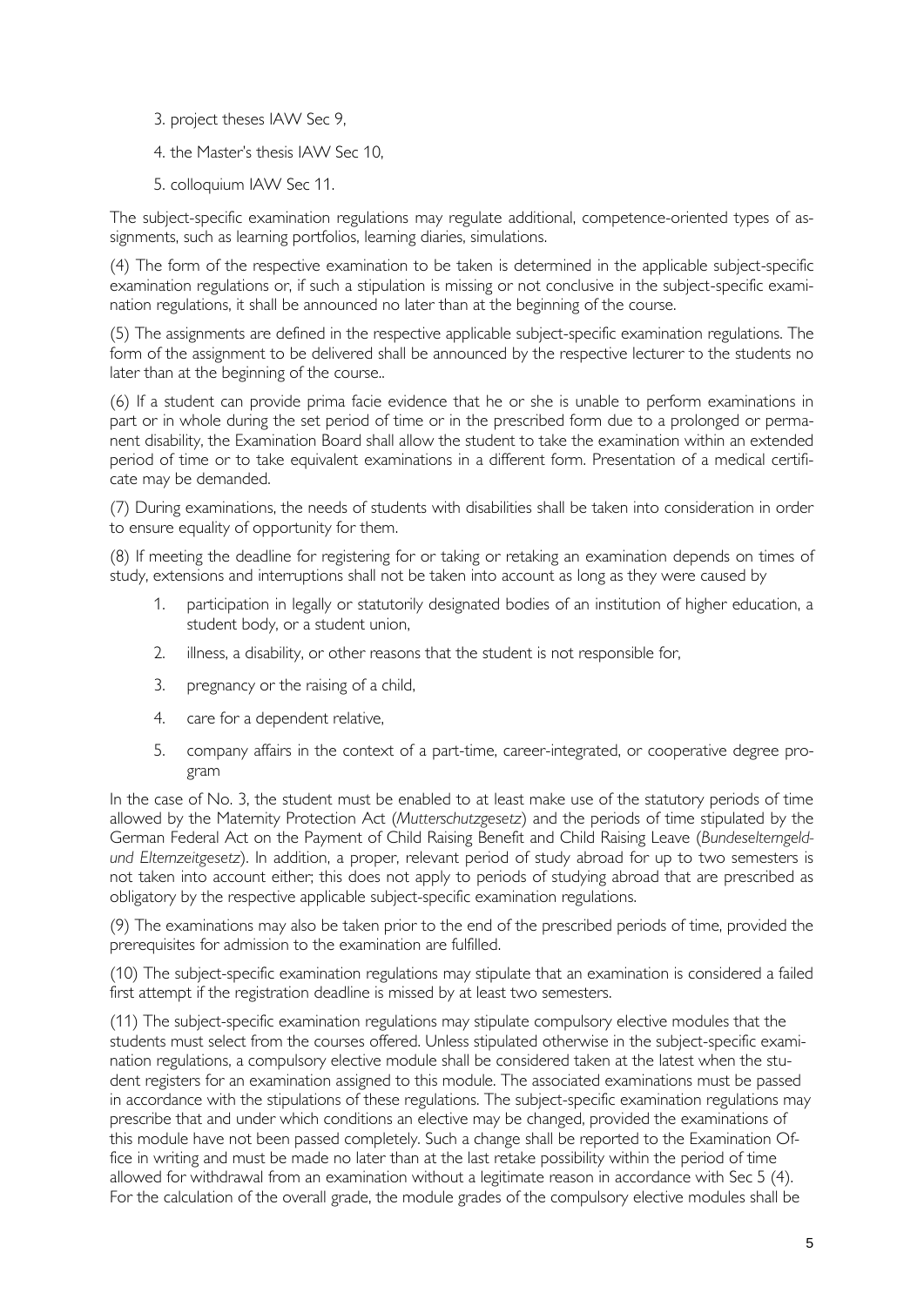3. project theses IAW Sec 9,

4. the Master's thesis IAW Sec 10,

5. colloquium IAW Sec 11.

The subject-specific examination regulations may regulate additional, competence-oriented types of assignments, such as learning portfolios, learning diaries, simulations.

(4) The form of the respective examination to be taken is determined in the applicable subject-specific examination regulations or, if such a stipulation is missing or not conclusive in the subject-specific examination regulations, it shall be announced no later than at the beginning of the course.

(5) The assignments are defined in the respective applicable subject-specific examination regulations. The form of the assignment to be delivered shall be announced by the respective lecturer to the students no later than at the beginning of the course..

(6) If a student can provide prima facie evidence that he or she is unable to perform examinations in part or in whole during the set period of time or in the prescribed form due to a prolonged or permanent disability, the Examination Board shall allow the student to take the examination within an extended period of time or to take equivalent examinations in a different form. Presentation of a medical certificate may be demanded.

(7) During examinations, the needs of students with disabilities shall be taken into consideration in order to ensure equality of opportunity for them.

(8) If meeting the deadline for registering for or taking or retaking an examination depends on times of study, extensions and interruptions shall not be taken into account as long as they were caused by

1. participation in legally or statutorily designated bodies of an institution of higher education, a student body, or a student union,
2. illness, a disability, or other reasons that the student is not responsible for,
3. pregnancy or the raising of a child,
4. care for a dependent relative,
5. company affairs in the context of a part-time, career-integrated, or cooperative degree program

In the case of No. 3, the student must be enabled to at least make use of the statutory periods of time allowed by the Maternity Protection Act (*Mutterschutzgesetz*) and the periods of time stipulated by the German Federal Act on the Payment of Child Raising Benefit and Child Raising Leave (*Bundeselterngeld- und Elternzeitgesetz*). In addition, a proper, relevant period of study abroad for up to two semesters is not taken into account either; this does not apply to periods of studying abroad that are prescribed as obligatory by the respective applicable subject-specific examination regulations.

(9) The examinations may also be taken prior to the end of the prescribed periods of time, provided the prerequisites for admission to the examination are fulfilled.

(10) The subject-specific examination regulations may stipulate that an examination is considered a failed first attempt if the registration deadline is missed by at least two semesters.

(11) The subject-specific examination regulations may stipulate compulsory elective modules that the students must select from the courses offered. Unless stipulated otherwise in the subject-specific examination regulations, a compulsory elective module shall be considered taken at the latest when the student registers for an examination assigned to this module. The associated examinations must be passed in accordance with the stipulations of these regulations. The subject-specific examination regulations may prescribe that and under which conditions an elective may be changed, provided the examinations of this module have not been passed completely. Such a change shall be reported to the Examination Office in writing and must be made no later than at the last retake possibility within the period of time allowed for withdrawal from an examination without a legitimate reason in accordance with Sec 5 (4). For the calculation of the overall grade, the module grades of the compulsory elective modules shall be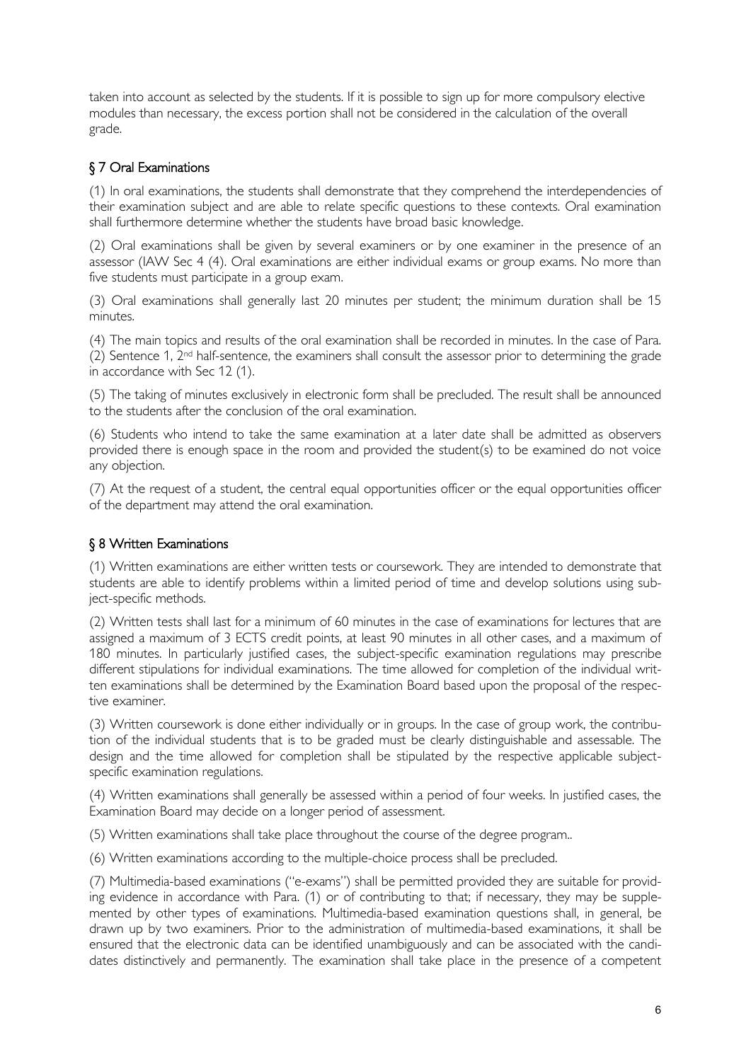taken into account as selected by the students. If it is possible to sign up for more compulsory elective modules than necessary, the excess portion shall not be considered in the calculation of the overall grade.

## § 7 Oral Examinations

(1) In oral examinations, the students shall demonstrate that they comprehend the interdependencies of their examination subject and are able to relate specific questions to these contexts. Oral examination shall furthermore determine whether the students have broad basic knowledge.

(2) Oral examinations shall be given by several examiners or by one examiner in the presence of an assessor (IAW Sec 4 (4). Oral examinations are either individual exams or group exams. No more than five students must participate in a group exam.

(3) Oral examinations shall generally last 20 minutes per student; the minimum duration shall be 15 minutes.

(4) The main topics and results of the oral examination shall be recorded in minutes. In the case of Para. (2) Sentence 1, 2nd half-sentence, the examiners shall consult the assessor prior to determining the grade in accordance with Sec 12 (1).

(5) The taking of minutes exclusively in electronic form shall be precluded. The result shall be announced to the students after the conclusion of the oral examination.

(6) Students who intend to take the same examination at a later date shall be admitted as observers provided there is enough space in the room and provided the student(s) to be examined do not voice any objection.

(7) At the request of a student, the central equal opportunities officer or the equal opportunities officer of the department may attend the oral examination.

## § 8 Written Examinations

(1) Written examinations are either written tests or coursework. They are intended to demonstrate that students are able to identify problems within a limited period of time and develop solutions using subject-specific methods.

(2) Written tests shall last for a minimum of 60 minutes in the case of examinations for lectures that are assigned a maximum of 3 ECTS credit points, at least 90 minutes in all other cases, and a maximum of 180 minutes. In particularly justified cases, the subject-specific examination regulations may prescribe different stipulations for individual examinations. The time allowed for completion of the individual written examinations shall be determined by the Examination Board based upon the proposal of the respective examiner.

(3) Written coursework is done either individually or in groups. In the case of group work, the contribution of the individual students that is to be graded must be clearly distinguishable and assessable. The design and the time allowed for completion shall be stipulated by the respective applicable subject-specific examination regulations.

(4) Written examinations shall generally be assessed within a period of four weeks. In justified cases, the Examination Board may decide on a longer period of assessment.

(5) Written examinations shall take place throughout the course of the degree program..

(6) Written examinations according to the multiple-choice process shall be precluded.

(7) Multimedia-based examinations ("e-exams") shall be permitted provided they are suitable for providing evidence in accordance with Para. (1) or of contributing to that; if necessary, they may be supplemented by other types of examinations. Multimedia-based examination questions shall, in general, be drawn up by two examiners. Prior to the administration of multimedia-based examinations, it shall be ensured that the electronic data can be identified unambiguously and can be associated with the candidates distinctively and permanently. The examination shall take place in the presence of a competent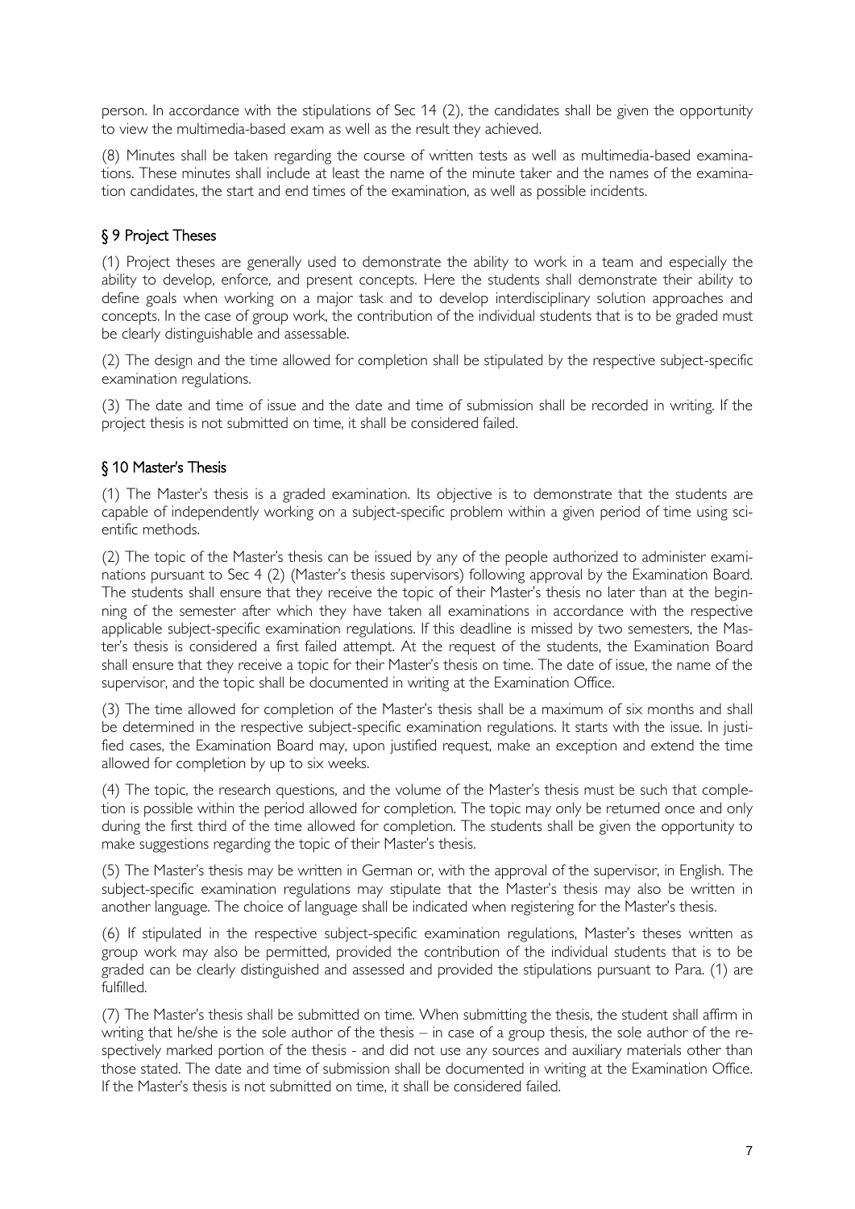person. In accordance with the stipulations of Sec 14 (2), the candidates shall be given the opportunity to view the multimedia-based exam as well as the result they achieved.

(8) Minutes shall be taken regarding the course of written tests as well as multimedia-based examinations. These minutes shall include at least the name of the minute taker and the names of the examination candidates, the start and end times of the examination, as well as possible incidents.

## § 9 Project Theses

(1) Project theses are generally used to demonstrate the ability to work in a team and especially the ability to develop, enforce, and present concepts. Here the students shall demonstrate their ability to define goals when working on a major task and to develop interdisciplinary solution approaches and concepts. In the case of group work, the contribution of the individual students that is to be graded must be clearly distinguishable and assessable.

(2) The design and the time allowed for completion shall be stipulated by the respective subject-specific examination regulations.

(3) The date and time of issue and the date and time of submission shall be recorded in writing. If the project thesis is not submitted on time, it shall be considered failed.

## § 10 Master's Thesis

(1) The Master's thesis is a graded examination. Its objective is to demonstrate that the students are capable of independently working on a subject-specific problem within a given period of time using scientific methods.

(2) The topic of the Master's thesis can be issued by any of the people authorized to administer examinations pursuant to Sec 4 (2) (Master's thesis supervisors) following approval by the Examination Board. The students shall ensure that they receive the topic of their Master's thesis no later than at the beginning of the semester after which they have taken all examinations in accordance with the respective applicable subject-specific examination regulations. If this deadline is missed by two semesters, the Master's thesis is considered a first failed attempt. At the request of the students, the Examination Board shall ensure that they receive a topic for their Master's thesis on time. The date of issue, the name of the supervisor, and the topic shall be documented in writing at the Examination Office.

(3) The time allowed for completion of the Master's thesis shall be a maximum of six months and shall be determined in the respective subject-specific examination regulations. It starts with the issue. In justified cases, the Examination Board may, upon justified request, make an exception and extend the time allowed for completion by up to six weeks.

(4) The topic, the research questions, and the volume of the Master's thesis must be such that completion is possible within the period allowed for completion. The topic may only be returned once and only during the first third of the time allowed for completion. The students shall be given the opportunity to make suggestions regarding the topic of their Master's thesis.

(5) The Master's thesis may be written in German or, with the approval of the supervisor, in English. The subject-specific examination regulations may stipulate that the Master's thesis may also be written in another language. The choice of language shall be indicated when registering for the Master's thesis.

(6) If stipulated in the respective subject-specific examination regulations, Master's theses written as group work may also be permitted, provided the contribution of the individual students that is to be graded can be clearly distinguished and assessed and provided the stipulations pursuant to Para. (1) are fulfilled.

(7) The Master's thesis shall be submitted on time. When submitting the thesis, the student shall affirm in writing that he/she is the sole author of the thesis – in case of a group thesis, the sole author of the respectively marked portion of the thesis - and did not use any sources and auxiliary materials other than those stated. The date and time of submission shall be documented in writing at the Examination Office. If the Master's thesis is not submitted on time, it shall be considered failed.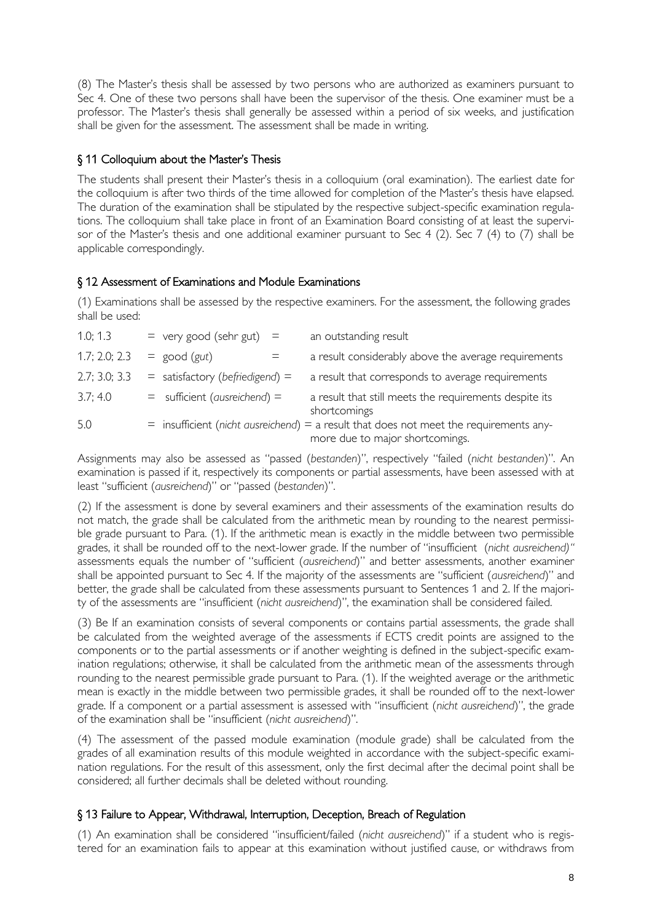(8) The Master's thesis shall be assessed by two persons who are authorized as examiners pursuant to Sec 4. One of these two persons shall have been the supervisor of the thesis. One examiner must be a professor. The Master's thesis shall generally be assessed within a period of six weeks, and justification shall be given for the assessment. The assessment shall be made in writing.

## § 11 Colloquium about the Master's Thesis

The students shall present their Master's thesis in a colloquium (oral examination). The earliest date for the colloquium is after two thirds of the time allowed for completion of the Master's thesis have elapsed. The duration of the examination shall be stipulated by the respective subject-specific examination regulations. The colloquium shall take place in front of an Examination Board consisting of at least the supervisor of the Master's thesis and one additional examiner pursuant to Sec 4 (2). Sec 7 (4) to (7) shall be applicable correspondingly.

## § 12 Assessment of Examinations and Module Examinations

(1) Examinations shall be assessed by the respective examiners. For the assessment, the following grades shall be used:

| | | |
|---|---|---|
| 1.0; 1.3 | = very good (sehr gut) = | an outstanding result |
| 1.7; 2.0; 2.3 | = good (*gut*) = | a result considerably above the average requirements |
| 2.7; 3.0; 3.3 | = satisfactory (*befriedigend*) = | a result that corresponds to average requirements |
| 3.7; 4.0 | = sufficient (*ausreichend*) = | a result that still meets the requirements despite its shortcomings |
| 5.0 | = insufficient (*nicht ausreichend*) = | a result that does not meet the requirements anymore due to major shortcomings. |

Assignments may also be assessed as "passed (*bestanden*)", respectively "failed (*nicht bestanden*)". An examination is passed if it, respectively its components or partial assessments, have been assessed with at least "sufficient (*ausreichend*)" or "passed (*bestanden*)".

(2) If the assessment is done by several examiners and their assessments of the examination results do not match, the grade shall be calculated from the arithmetic mean by rounding to the nearest permissible grade pursuant to Para. (1). If the arithmetic mean is exactly in the middle between two permissible grades, it shall be rounded off to the next-lower grade. If the number of "insufficient (*nicht ausreichend)*" assessments equals the number of "sufficient (*ausreichend*)" and better assessments, another examiner shall be appointed pursuant to Sec 4. If the majority of the assessments are "sufficient (*ausreichend*)" and better, the grade shall be calculated from these assessments pursuant to Sentences 1 and 2. If the majority of the assessments are "insufficient (*nicht ausreichend*)", the examination shall be considered failed.

(3) Be If an examination consists of several components or contains partial assessments, the grade shall be calculated from the weighted average of the assessments if ECTS credit points are assigned to the components or to the partial assessments or if another weighting is defined in the subject-specific examination regulations; otherwise, it shall be calculated from the arithmetic mean of the assessments through rounding to the nearest permissible grade pursuant to Para. (1). If the weighted average or the arithmetic mean is exactly in the middle between two permissible grades, it shall be rounded off to the next-lower grade. If a component or a partial assessment is assessed with "insufficient (*nicht ausreichend*)", the grade of the examination shall be "insufficient (*nicht ausreichend*)".

(4) The assessment of the passed module examination (module grade) shall be calculated from the grades of all examination results of this module weighted in accordance with the subject-specific examination regulations. For the result of this assessment, only the first decimal after the decimal point shall be considered; all further decimals shall be deleted without rounding.

## § 13 Failure to Appear, Withdrawal, Interruption, Deception, Breach of Regulation

(1) An examination shall be considered "insufficient/failed (*nicht ausreichend*)" if a student who is registered for an examination fails to appear at this examination without justified cause, or withdraws from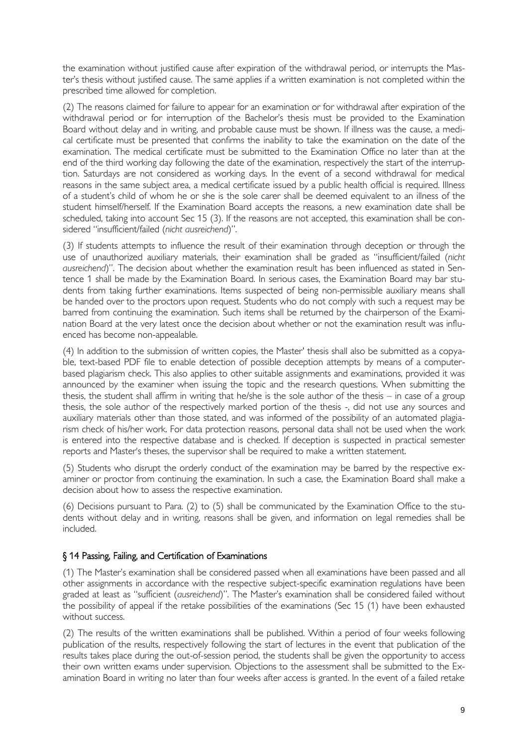the examination without justified cause after expiration of the withdrawal period, or interrupts the Master's thesis without justified cause. The same applies if a written examination is not completed within the prescribed time allowed for completion.

(2) The reasons claimed for failure to appear for an examination or for withdrawal after expiration of the withdrawal period or for interruption of the Bachelor's thesis must be provided to the Examination Board without delay and in writing, and probable cause must be shown. If illness was the cause, a medical certificate must be presented that confirms the inability to take the examination on the date of the examination. The medical certificate must be submitted to the Examination Office no later than at the end of the third working day following the date of the examination, respectively the start of the interruption. Saturdays are not considered as working days. In the event of a second withdrawal for medical reasons in the same subject area, a medical certificate issued by a public health official is required. Illness of a student's child of whom he or she is the sole carer shall be deemed equivalent to an illness of the student himself/herself. If the Examination Board accepts the reasons, a new examination date shall be scheduled, taking into account Sec 15 (3). If the reasons are not accepted, this examination shall be considered "insufficient/failed (*nicht ausreichend*)".

(3) If students attempts to influence the result of their examination through deception or through the use of unauthorized auxiliary materials, their examination shall be graded as "insufficient/failed (*nicht ausreichend*)". The decision about whether the examination result has been influenced as stated in Sentence 1 shall be made by the Examination Board. In serious cases, the Examination Board may bar students from taking further examinations. Items suspected of being non-permissible auxiliary means shall be handed over to the proctors upon request. Students who do not comply with such a request may be barred from continuing the examination. Such items shall be returned by the chairperson of the Examination Board at the very latest once the decision about whether or not the examination result was influenced has become non-appealable.

(4) In addition to the submission of written copies, the Master' thesis shall also be submitted as a copyable, text-based PDF file to enable detection of possible deception attempts by means of a computer-based plagiarism check. This also applies to other suitable assignments and examinations, provided it was announced by the examiner when issuing the topic and the research questions. When submitting the thesis, the student shall affirm in writing that he/she is the sole author of the thesis – in case of a group thesis, the sole author of the respectively marked portion of the thesis -, did not use any sources and auxiliary materials other than those stated, and was informed of the possibility of an automated plagiarism check of his/her work. For data protection reasons, personal data shall not be used when the work is entered into the respective database and is checked. If deception is suspected in practical semester reports and Master's theses, the supervisor shall be required to make a written statement.

(5) Students who disrupt the orderly conduct of the examination may be barred by the respective examiner or proctor from continuing the examination. In such a case, the Examination Board shall make a decision about how to assess the respective examination.

(6) Decisions pursuant to Para. (2) to (5) shall be communicated by the Examination Office to the students without delay and in writing, reasons shall be given, and information on legal remedies shall be included.

## § 14 Passing, Failing, and Certification of Examinations

(1) The Master's examination shall be considered passed when all examinations have been passed and all other assignments in accordance with the respective subject-specific examination regulations have been graded at least as "sufficient (*ausreichend*)". The Master's examination shall be considered failed without the possibility of appeal if the retake possibilities of the examinations (Sec 15 (1) have been exhausted without success.

(2) The results of the written examinations shall be published. Within a period of four weeks following publication of the results, respectively following the start of lectures in the event that publication of the results takes place during the out-of-session period, the students shall be given the opportunity to access their own written exams under supervision. Objections to the assessment shall be submitted to the Examination Board in writing no later than four weeks after access is granted. In the event of a failed retake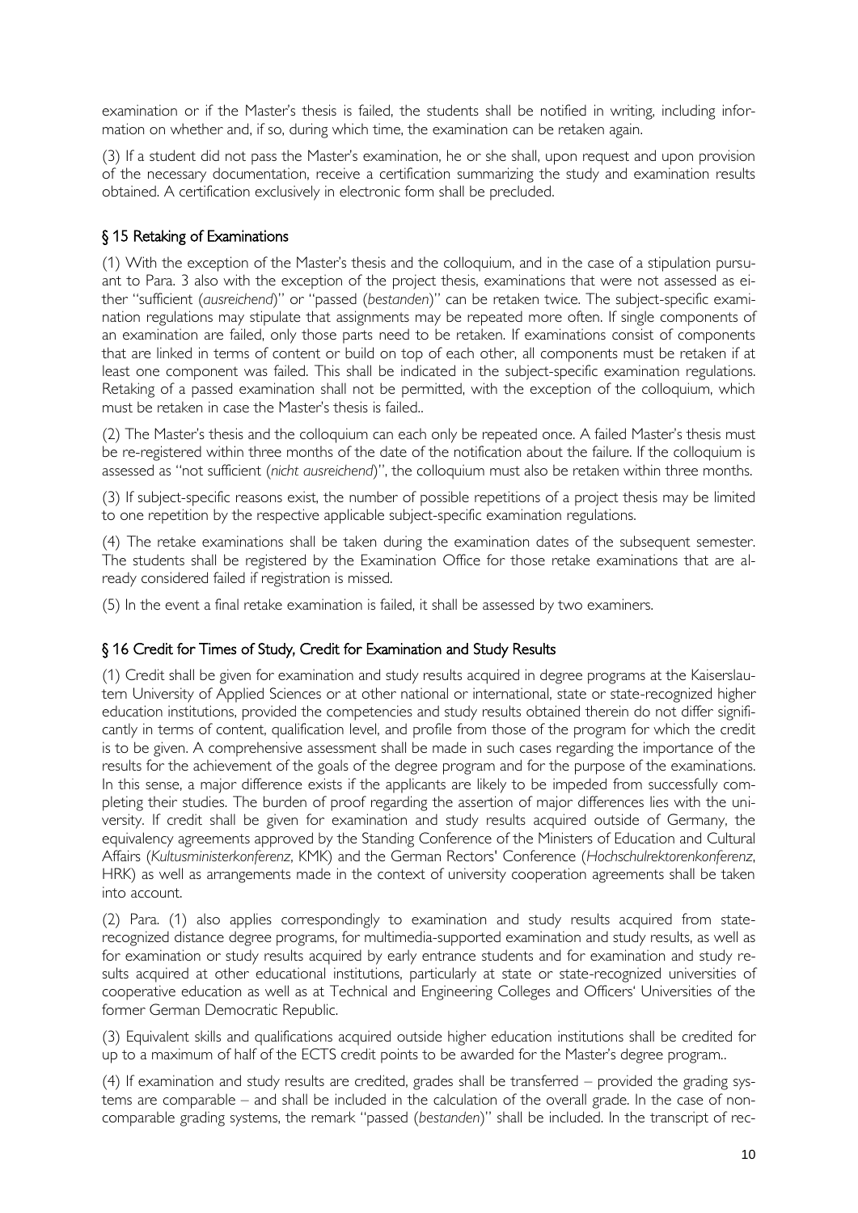examination or if the Master's thesis is failed, the students shall be notified in writing, including information on whether and, if so, during which time, the examination can be retaken again.

(3) If a student did not pass the Master's examination, he or she shall, upon request and upon provision of the necessary documentation, receive a certification summarizing the study and examination results obtained. A certification exclusively in electronic form shall be precluded.

## § 15 Retaking of Examinations

(1) With the exception of the Master's thesis and the colloquium, and in the case of a stipulation pursuant to Para. 3 also with the exception of the project thesis, examinations that were not assessed as either "sufficient (*ausreichend*)" or "passed (*bestanden*)" can be retaken twice. The subject-specific examination regulations may stipulate that assignments may be repeated more often. If single components of an examination are failed, only those parts need to be retaken. If examinations consist of components that are linked in terms of content or build on top of each other, all components must be retaken if at least one component was failed. This shall be indicated in the subject-specific examination regulations. Retaking of a passed examination shall not be permitted, with the exception of the colloquium, which must be retaken in case the Master's thesis is failed..

(2) The Master's thesis and the colloquium can each only be repeated once. A failed Master's thesis must be re-registered within three months of the date of the notification about the failure. If the colloquium is assessed as "not sufficient (*nicht ausreichend*)", the colloquium must also be retaken within three months.

(3) If subject-specific reasons exist, the number of possible repetitions of a project thesis may be limited to one repetition by the respective applicable subject-specific examination regulations.

(4) The retake examinations shall be taken during the examination dates of the subsequent semester. The students shall be registered by the Examination Office for those retake examinations that are already considered failed if registration is missed.

(5) In the event a final retake examination is failed, it shall be assessed by two examiners.

## § 16 Credit for Times of Study, Credit for Examination and Study Results

(1) Credit shall be given for examination and study results acquired in degree programs at the Kaiserslautern University of Applied Sciences or at other national or international, state or state-recognized higher education institutions, provided the competencies and study results obtained therein do not differ significantly in terms of content, qualification level, and profile from those of the program for which the credit is to be given. A comprehensive assessment shall be made in such cases regarding the importance of the results for the achievement of the goals of the degree program and for the purpose of the examinations. In this sense, a major difference exists if the applicants are likely to be impeded from successfully completing their studies. The burden of proof regarding the assertion of major differences lies with the university. If credit shall be given for examination and study results acquired outside of Germany, the equivalency agreements approved by the Standing Conference of the Ministers of Education and Cultural Affairs (*Kultusministerkonferenz*, KMK) and the German Rectors' Conference (*Hochschulrektorenkonferenz*, HRK) as well as arrangements made in the context of university cooperation agreements shall be taken into account.

(2) Para. (1) also applies correspondingly to examination and study results acquired from state-recognized distance degree programs, for multimedia-supported examination and study results, as well as for examination or study results acquired by early entrance students and for examination and study results acquired at other educational institutions, particularly at state or state-recognized universities of cooperative education as well as at Technical and Engineering Colleges and Officers' Universities of the former German Democratic Republic.

(3) Equivalent skills and qualifications acquired outside higher education institutions shall be credited for up to a maximum of half of the ECTS credit points to be awarded for the Master's degree program..

(4) If examination and study results are credited, grades shall be transferred – provided the grading systems are comparable – and shall be included in the calculation of the overall grade. In the case of non-comparable grading systems, the remark "passed (*bestanden*)" shall be included. In the transcript of rec-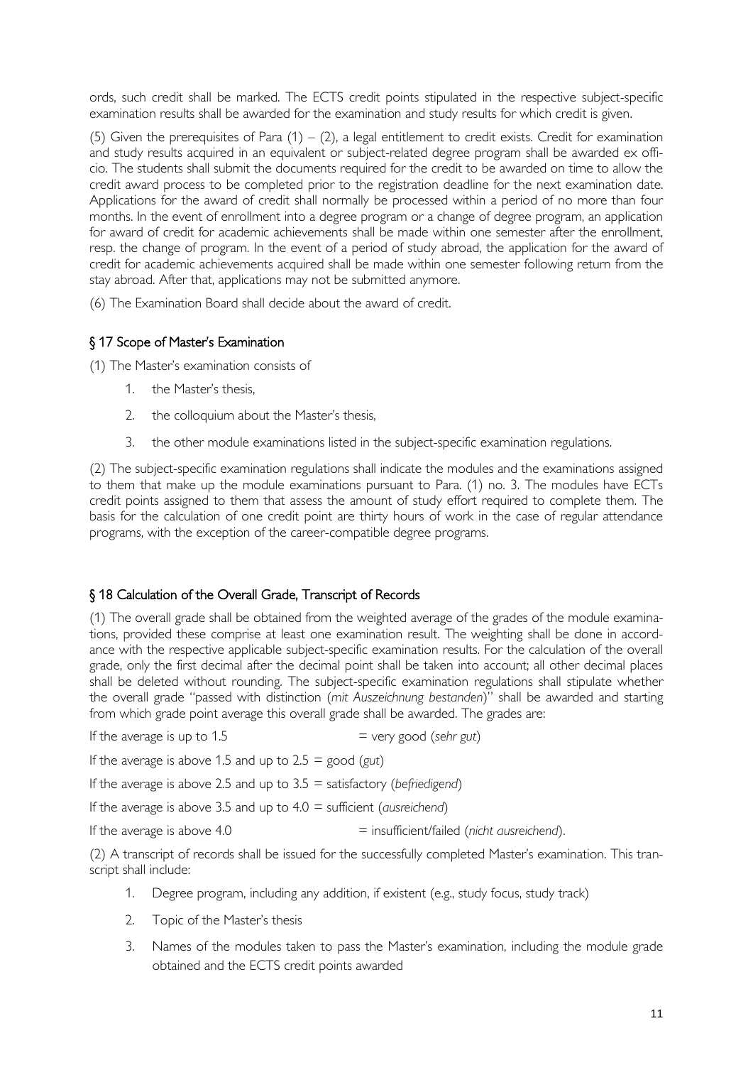ords, such credit shall be marked. The ECTS credit points stipulated in the respective subject-specific examination results shall be awarded for the examination and study results for which credit is given.

(5) Given the prerequisites of Para (1) – (2), a legal entitlement to credit exists. Credit for examination and study results acquired in an equivalent or subject-related degree program shall be awarded ex officio. The students shall submit the documents required for the credit to be awarded on time to allow the credit award process to be completed prior to the registration deadline for the next examination date. Applications for the award of credit shall normally be processed within a period of no more than four months. In the event of enrollment into a degree program or a change of degree program, an application for award of credit for academic achievements shall be made within one semester after the enrollment, resp. the change of program. In the event of a period of study abroad, the application for the award of credit for academic achievements acquired shall be made within one semester following return from the stay abroad. After that, applications may not be submitted anymore.

(6) The Examination Board shall decide about the award of credit.

## § 17 Scope of Master's Examination

(1) The Master's examination consists of

1. the Master's thesis,
2. the colloquium about the Master's thesis,
3. the other module examinations listed in the subject-specific examination regulations.

(2) The subject-specific examination regulations shall indicate the modules and the examinations assigned to them that make up the module examinations pursuant to Para. (1) no. 3. The modules have ECTs credit points assigned to them that assess the amount of study effort required to complete them. The basis for the calculation of one credit point are thirty hours of work in the case of regular attendance programs, with the exception of the career-compatible degree programs.

## § 18 Calculation of the Overall Grade, Transcript of Records

(1) The overall grade shall be obtained from the weighted average of the grades of the module examinations, provided these comprise at least one examination result. The weighting shall be done in accordance with the respective applicable subject-specific examination results. For the calculation of the overall grade, only the first decimal after the decimal point shall be taken into account; all other decimal places shall be deleted without rounding. The subject-specific examination regulations shall stipulate whether the overall grade "passed with distinction (*mit Auszeichnung bestanden*)" shall be awarded and starting from which grade point average this overall grade shall be awarded. The grades are:

If the average is up to 1.5 = very good (*sehr gut*)

If the average is above 1.5 and up to 2.5 = good (*gut*)

If the average is above 2.5 and up to 3.5 = satisfactory (*befriedigend*)

If the average is above 3.5 and up to 4.0 = sufficient (*ausreichend*)

If the average is above 4.0 = insufficient/failed (*nicht ausreichend*).

(2) A transcript of records shall be issued for the successfully completed Master's examination. This transcript shall include:

1. Degree program, including any addition, if existent (e.g., study focus, study track)
2. Topic of the Master's thesis
3. Names of the modules taken to pass the Master's examination, including the module grade obtained and the ECTS credit points awarded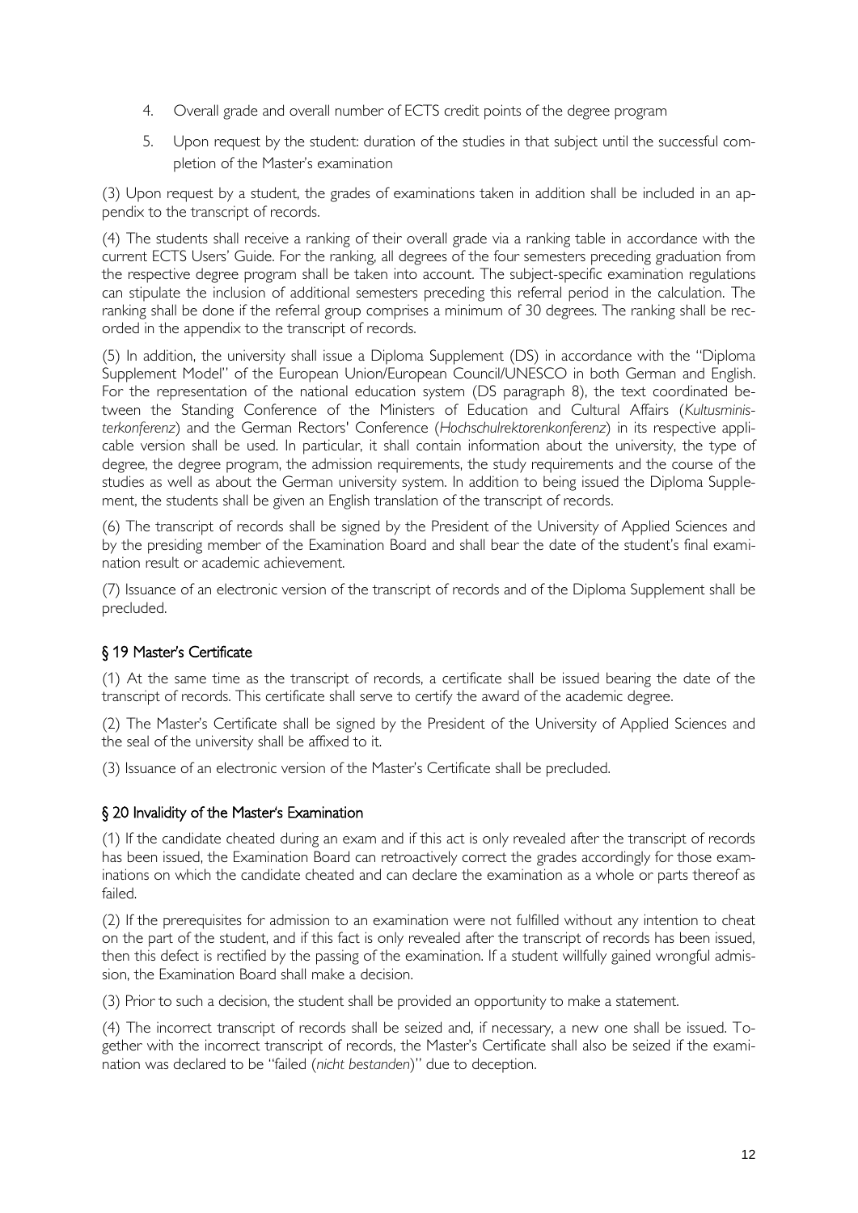4. Overall grade and overall number of ECTS credit points of the degree program
5. Upon request by the student: duration of the studies in that subject until the successful completion of the Master's examination

(3) Upon request by a student, the grades of examinations taken in addition shall be included in an appendix to the transcript of records.

(4) The students shall receive a ranking of their overall grade via a ranking table in accordance with the current ECTS Users' Guide. For the ranking, all degrees of the four semesters preceding graduation from the respective degree program shall be taken into account. The subject-specific examination regulations can stipulate the inclusion of additional semesters preceding this referral period in the calculation. The ranking shall be done if the referral group comprises a minimum of 30 degrees. The ranking shall be recorded in the appendix to the transcript of records.

(5) In addition, the university shall issue a Diploma Supplement (DS) in accordance with the "Diploma Supplement Model" of the European Union/European Council/UNESCO in both German and English. For the representation of the national education system (DS paragraph 8), the text coordinated between the Standing Conference of the Ministers of Education and Cultural Affairs (*Kultusministerkonferenz*) and the German Rectors' Conference (*Hochschulrektorenkonferenz*) in its respective applicable version shall be used. In particular, it shall contain information about the university, the type of degree, the degree program, the admission requirements, the study requirements and the course of the studies as well as about the German university system. In addition to being issued the Diploma Supplement, the students shall be given an English translation of the transcript of records.

(6) The transcript of records shall be signed by the President of the University of Applied Sciences and by the presiding member of the Examination Board and shall bear the date of the student's final examination result or academic achievement.

(7) Issuance of an electronic version of the transcript of records and of the Diploma Supplement shall be precluded.

## § 19 Master's Certificate

(1) At the same time as the transcript of records, a certificate shall be issued bearing the date of the transcript of records. This certificate shall serve to certify the award of the academic degree.

(2) The Master's Certificate shall be signed by the President of the University of Applied Sciences and the seal of the university shall be affixed to it.

(3) Issuance of an electronic version of the Master's Certificate shall be precluded.

## § 20 Invalidity of the Master's Examination

(1) If the candidate cheated during an exam and if this act is only revealed after the transcript of records has been issued, the Examination Board can retroactively correct the grades accordingly for those examinations on which the candidate cheated and can declare the examination as a whole or parts thereof as failed.

(2) If the prerequisites for admission to an examination were not fulfilled without any intention to cheat on the part of the student, and if this fact is only revealed after the transcript of records has been issued, then this defect is rectified by the passing of the examination. If a student willfully gained wrongful admission, the Examination Board shall make a decision.

(3) Prior to such a decision, the student shall be provided an opportunity to make a statement.

(4) The incorrect transcript of records shall be seized and, if necessary, a new one shall be issued. Together with the incorrect transcript of records, the Master's Certificate shall also be seized if the examination was declared to be "failed (*nicht bestanden*)" due to deception.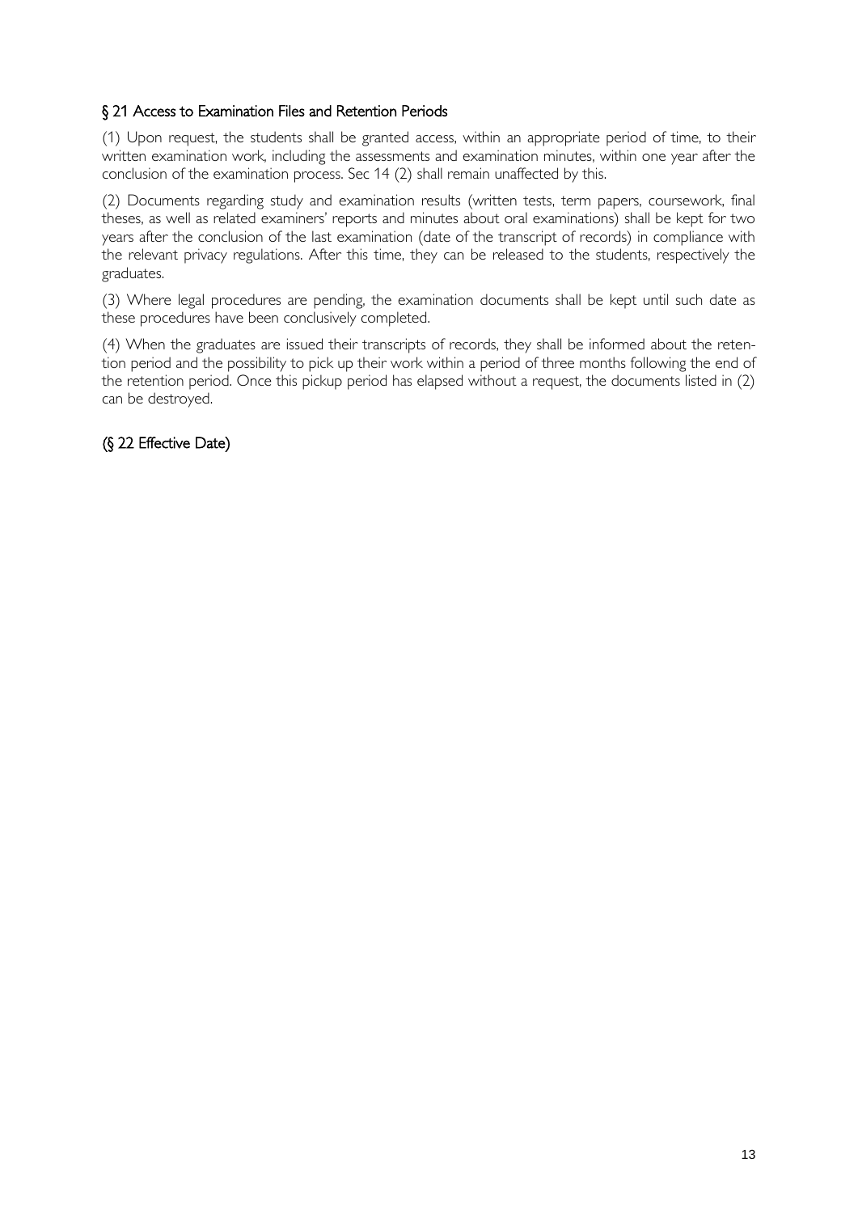## § 21 Access to Examination Files and Retention Periods

(1) Upon request, the students shall be granted access, within an appropriate period of time, to their written examination work, including the assessments and examination minutes, within one year after the conclusion of the examination process. Sec 14 (2) shall remain unaffected by this.

(2) Documents regarding study and examination results (written tests, term papers, coursework, final theses, as well as related examiners' reports and minutes about oral examinations) shall be kept for two years after the conclusion of the last examination (date of the transcript of records) in compliance with the relevant privacy regulations. After this time, they can be released to the students, respectively the graduates.

(3) Where legal procedures are pending, the examination documents shall be kept until such date as these procedures have been conclusively completed.

(4) When the graduates are issued their transcripts of records, they shall be informed about the retention period and the possibility to pick up their work within a period of three months following the end of the retention period. Once this pickup period has elapsed without a request, the documents listed in (2) can be destroyed.

## (§ 22 Effective Date)